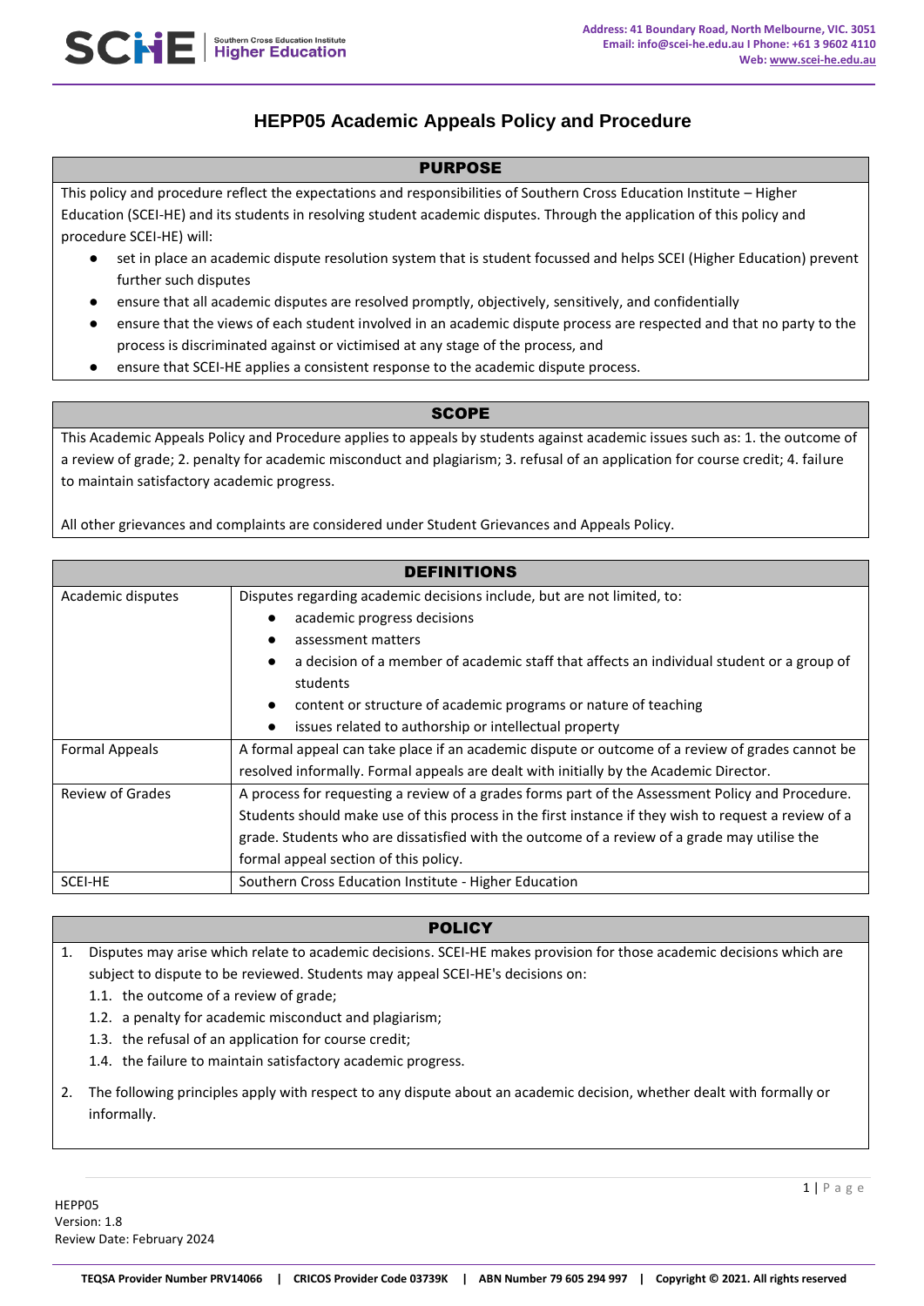# HEPP05 Academic Appeals Policy and Procedure

## PURPOSE

This policy and procedure reflect the expectations and responsibilities of Southern Cross Education Institute – Higher Education (SCEI-HE) and its students in resolving student academic disputes. Through the application of this policy and procedure SCEI-HE) will:

- set in place an academic dispute resolution system that is student focussed and helps SCEI (Higher Education) prevent further such disputes
- ensure that all academic disputes are resolved promptly, objectively, sensitively, and confidentially
- ensure that the views of each student involved in an academic dispute process are respected and that no party to the process is discriminated against or victimised at any stage of the process, and
- ensure that SCEI-HE applies a consistent response to the academic dispute process.

## SCOPE

This Academic Appeals Policy and Procedure applies to appeals by students against academic issues such as: 1. the outcome of a review of grade; 2. penalty for academic misconduct and plagiarism; 3. refusal of an application for course credit; 4. failure to maintain satisfactory academic progress.

All other grievances and complaints are considered under Student Grievances and Appeals Policy.

## DEFINITIONS

| Term | Definition |
|---|---|
| Academic disputes | Disputes regarding academic decisions include, but are not limited, to:<br>• academic progress decisions<br>• assessment matters<br>• a decision of a member of academic staff that affects an individual student or a group of students<br>• content or structure of academic programs or nature of teaching<br>• issues related to authorship or intellectual property |
| Formal Appeals | A formal appeal can take place if an academic dispute or outcome of a review of grades cannot be resolved informally. Formal appeals are dealt with initially by the Academic Director. |
| Review of Grades | A process for requesting a review of a grades forms part of the Assessment Policy and Procedure. Students should make use of this process in the first instance if they wish to request a review of a grade. Students who are dissatisfied with the outcome of a review of a grade may utilise the formal appeal section of this policy. |
| SCEI-HE | Southern Cross Education Institute - Higher Education |

## POLICY

1. Disputes may arise which relate to academic decisions. SCEI-HE makes provision for those academic decisions which are subject to dispute to be reviewed. Students may appeal SCEI-HE's decisions on:
   - 1.1. the outcome of a review of grade;
   - 1.2. a penalty for academic misconduct and plagiarism;
   - 1.3. the refusal of an application for course credit;
   - 1.4. the failure to maintain satisfactory academic progress.
2. The following principles apply with respect to any dispute about an academic decision, whether dealt with formally or informally.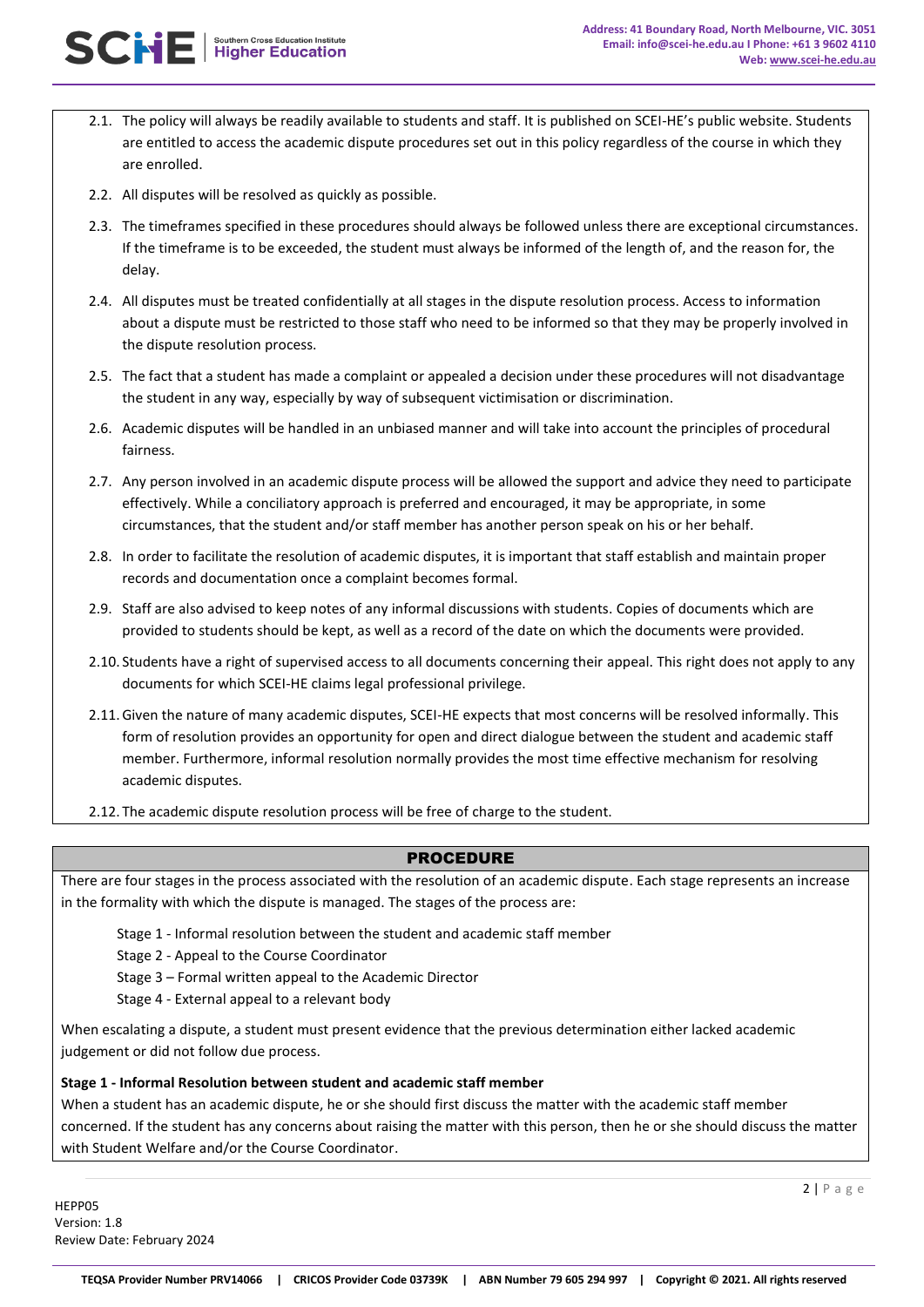2.1. The policy will always be readily available to students and staff. It is published on SCEI-HE's public website. Students are entitled to access the academic dispute procedures set out in this policy regardless of the course in which they are enrolled.

2.2. All disputes will be resolved as quickly as possible.

2.3. The timeframes specified in these procedures should always be followed unless there are exceptional circumstances. If the timeframe is to be exceeded, the student must always be informed of the length of, and the reason for, the delay.

2.4. All disputes must be treated confidentially at all stages in the dispute resolution process. Access to information about a dispute must be restricted to those staff who need to be informed so that they may be properly involved in the dispute resolution process.

2.5. The fact that a student has made a complaint or appealed a decision under these procedures will not disadvantage the student in any way, especially by way of subsequent victimisation or discrimination.

2.6. Academic disputes will be handled in an unbiased manner and will take into account the principles of procedural fairness.

2.7. Any person involved in an academic dispute process will be allowed the support and advice they need to participate effectively. While a conciliatory approach is preferred and encouraged, it may be appropriate, in some circumstances, that the student and/or staff member has another person speak on his or her behalf.

2.8. In order to facilitate the resolution of academic disputes, it is important that staff establish and maintain proper records and documentation once a complaint becomes formal.

2.9. Staff are also advised to keep notes of any informal discussions with students. Copies of documents which are provided to students should be kept, as well as a record of the date on which the documents were provided.

2.10. Students have a right of supervised access to all documents concerning their appeal. This right does not apply to any documents for which SCEI-HE claims legal professional privilege.

2.11. Given the nature of many academic disputes, SCEI-HE expects that most concerns will be resolved informally. This form of resolution provides an opportunity for open and direct dialogue between the student and academic staff member. Furthermore, informal resolution normally provides the most time effective mechanism for resolving academic disputes.

2.12. The academic dispute resolution process will be free of charge to the student.

## PROCEDURE

There are four stages in the process associated with the resolution of an academic dispute. Each stage represents an increase in the formality with which the dispute is managed. The stages of the process are:

Stage 1 - Informal resolution between the student and academic staff member
Stage 2 - Appeal to the Course Coordinator
Stage 3 – Formal written appeal to the Academic Director
Stage 4 - External appeal to a relevant body

When escalating a dispute, a student must present evidence that the previous determination either lacked academic judgement or did not follow due process.

**Stage 1 - Informal Resolution between student and academic staff member**

When a student has an academic dispute, he or she should first discuss the matter with the academic staff member concerned. If the student has any concerns about raising the matter with this person, then he or she should discuss the matter with Student Welfare and/or the Course Coordinator.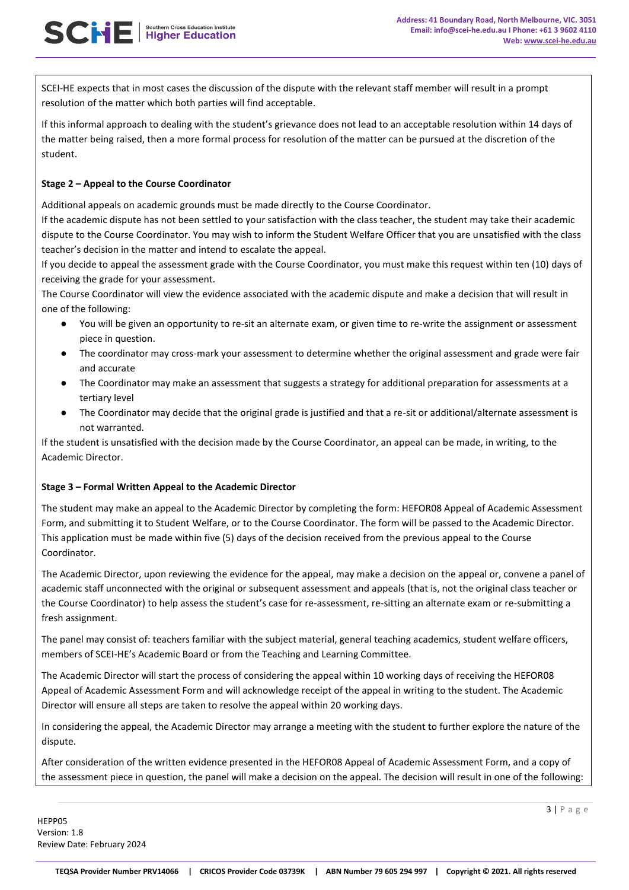SCEI-HE expects that in most cases the discussion of the dispute with the relevant staff member will result in a prompt resolution of the matter which both parties will find acceptable.

If this informal approach to dealing with the student's grievance does not lead to an acceptable resolution within 14 days of the matter being raised, then a more formal process for resolution of the matter can be pursued at the discretion of the student.

**Stage 2 – Appeal to the Course Coordinator**

Additional appeals on academic grounds must be made directly to the Course Coordinator.
If the academic dispute has not been settled to your satisfaction with the class teacher, the student may take their academic dispute to the Course Coordinator. You may wish to inform the Student Welfare Officer that you are unsatisfied with the class teacher's decision in the matter and intend to escalate the appeal.
If you decide to appeal the assessment grade with the Course Coordinator, you must make this request within ten (10) days of receiving the grade for your assessment.
The Course Coordinator will view the evidence associated with the academic dispute and make a decision that will result in one of the following:

- You will be given an opportunity to re-sit an alternate exam, or given time to re-write the assignment or assessment piece in question.
- The coordinator may cross-mark your assessment to determine whether the original assessment and grade were fair and accurate
- The Coordinator may make an assessment that suggests a strategy for additional preparation for assessments at a tertiary level
- The Coordinator may decide that the original grade is justified and that a re-sit or additional/alternate assessment is not warranted.

If the student is unsatisfied with the decision made by the Course Coordinator, an appeal can be made, in writing, to the Academic Director.

**Stage 3 – Formal Written Appeal to the Academic Director**

The student may make an appeal to the Academic Director by completing the form: HEFOR08 Appeal of Academic Assessment Form, and submitting it to Student Welfare, or to the Course Coordinator. The form will be passed to the Academic Director. This application must be made within five (5) days of the decision received from the previous appeal to the Course Coordinator.

The Academic Director, upon reviewing the evidence for the appeal, may make a decision on the appeal or, convene a panel of academic staff unconnected with the original or subsequent assessment and appeals (that is, not the original class teacher or the Course Coordinator) to help assess the student's case for re-assessment, re-sitting an alternate exam or re-submitting a fresh assignment.

The panel may consist of: teachers familiar with the subject material, general teaching academics, student welfare officers, members of SCEI-HE's Academic Board or from the Teaching and Learning Committee.

The Academic Director will start the process of considering the appeal within 10 working days of receiving the HEFOR08 Appeal of Academic Assessment Form and will acknowledge receipt of the appeal in writing to the student. The Academic Director will ensure all steps are taken to resolve the appeal within 20 working days.

In considering the appeal, the Academic Director may arrange a meeting with the student to further explore the nature of the dispute.

After consideration of the written evidence presented in the HEFOR08 Appeal of Academic Assessment Form, and a copy of the assessment piece in question, the panel will make a decision on the appeal. The decision will result in one of the following: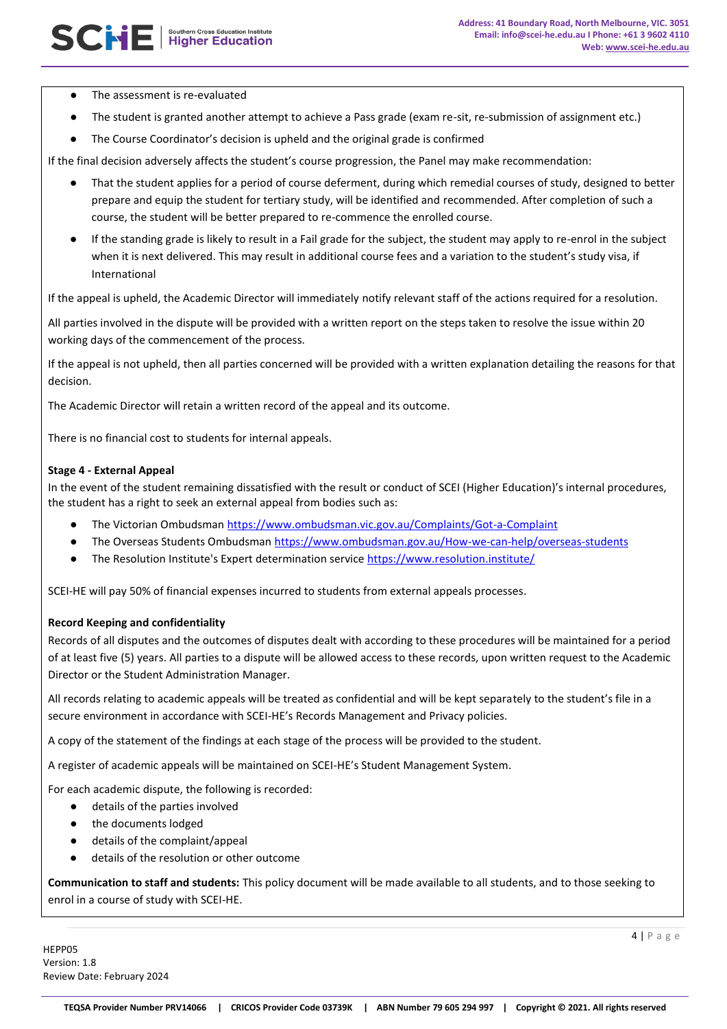- The assessment is re-evaluated
- The student is granted another attempt to achieve a Pass grade (exam re-sit, re-submission of assignment etc.)
- The Course Coordinator's decision is upheld and the original grade is confirmed

If the final decision adversely affects the student's course progression, the Panel may make recommendation:

- That the student applies for a period of course deferment, during which remedial courses of study, designed to better prepare and equip the student for tertiary study, will be identified and recommended. After completion of such a course, the student will be better prepared to re-commence the enrolled course.
- If the standing grade is likely to result in a Fail grade for the subject, the student may apply to re-enrol in the subject when it is next delivered. This may result in additional course fees and a variation to the student's study visa, if International

If the appeal is upheld, the Academic Director will immediately notify relevant staff of the actions required for a resolution.

All parties involved in the dispute will be provided with a written report on the steps taken to resolve the issue within 20 working days of the commencement of the process.

If the appeal is not upheld, then all parties concerned will be provided with a written explanation detailing the reasons for that decision.

The Academic Director will retain a written record of the appeal and its outcome.

There is no financial cost to students for internal appeals.

**Stage 4 - External Appeal**

In the event of the student remaining dissatisfied with the result or conduct of SCEI (Higher Education)'s internal procedures, the student has a right to seek an external appeal from bodies such as:

- The Victorian Ombudsman https://www.ombudsman.vic.gov.au/Complaints/Got-a-Complaint
- The Overseas Students Ombudsman https://www.ombudsman.gov.au/How-we-can-help/overseas-students
- The Resolution Institute's Expert determination service https://www.resolution.institute/

SCEI-HE will pay 50% of financial expenses incurred to students from external appeals processes.

**Record Keeping and confidentiality**

Records of all disputes and the outcomes of disputes dealt with according to these procedures will be maintained for a period of at least five (5) years. All parties to a dispute will be allowed access to these records, upon written request to the Academic Director or the Student Administration Manager.

All records relating to academic appeals will be treated as confidential and will be kept separately to the student's file in a secure environment in accordance with SCEI-HE's Records Management and Privacy policies.

A copy of the statement of the findings at each stage of the process will be provided to the student.

A register of academic appeals will be maintained on SCEI-HE's Student Management System.

For each academic dispute, the following is recorded:

- details of the parties involved
- the documents lodged
- details of the complaint/appeal
- details of the resolution or other outcome

**Communication to staff and students:** This policy document will be made available to all students, and to those seeking to enrol in a course of study with SCEI-HE.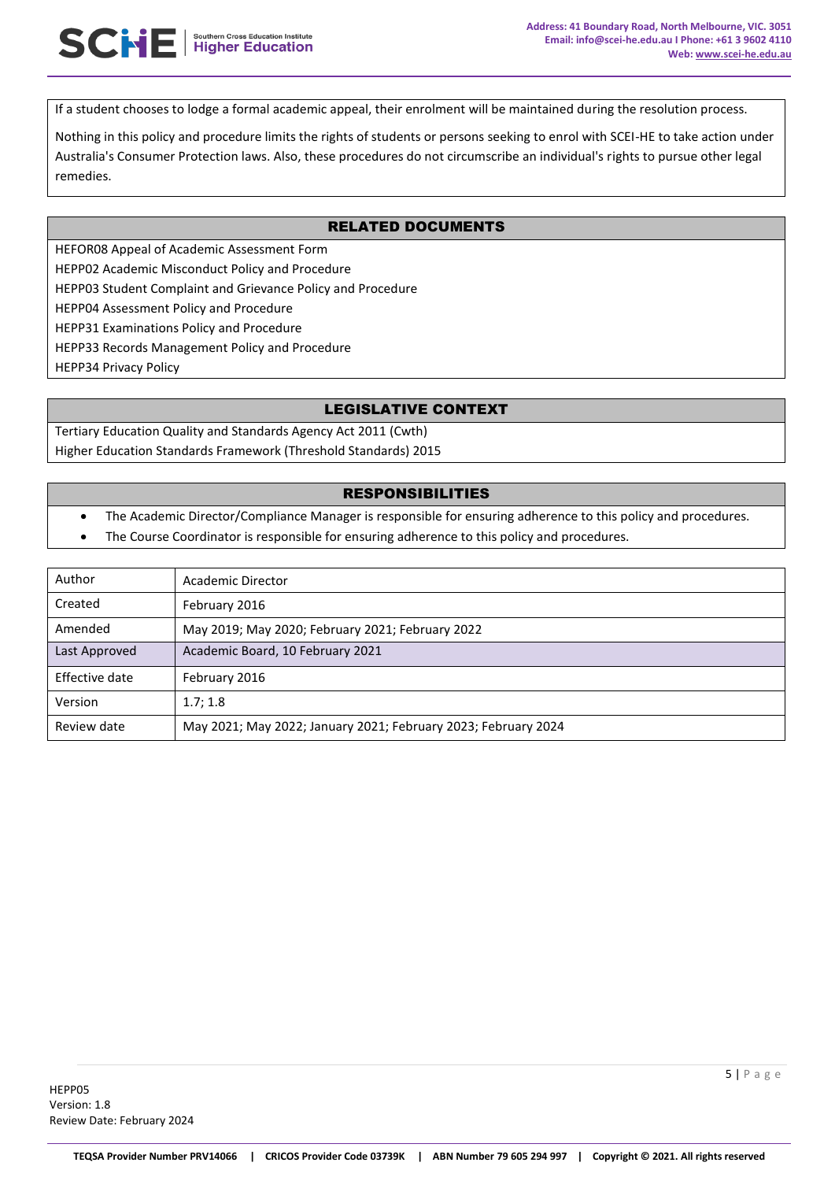If a student chooses to lodge a formal academic appeal, their enrolment will be maintained during the resolution process.

Nothing in this policy and procedure limits the rights of students or persons seeking to enrol with SCEI-HE to take action under Australia's Consumer Protection laws. Also, these procedures do not circumscribe an individual's rights to pursue other legal remedies.

## RELATED DOCUMENTS

HEFOR08 Appeal of Academic Assessment Form
HEPP02 Academic Misconduct Policy and Procedure
HEPP03 Student Complaint and Grievance Policy and Procedure
HEPP04 Assessment Policy and Procedure
HEPP31 Examinations Policy and Procedure
HEPP33 Records Management Policy and Procedure
HEPP34 Privacy Policy

## LEGISLATIVE CONTEXT

Tertiary Education Quality and Standards Agency Act 2011 (Cwth)
Higher Education Standards Framework (Threshold Standards) 2015

## RESPONSIBILITIES

- The Academic Director/Compliance Manager is responsible for ensuring adherence to this policy and procedures.
- The Course Coordinator is responsible for ensuring adherence to this policy and procedures.

| | |
|---|---|
| Author | Academic Director |
| Created | February 2016 |
| Amended | May 2019; May 2020; February 2021; February 2022 |
| Last Approved | Academic Board, 10 February 2021 |
| Effective date | February 2016 |
| Version | 1.7; 1.8 |
| Review date | May 2021; May 2022; January 2021; February 2023; February 2024 |